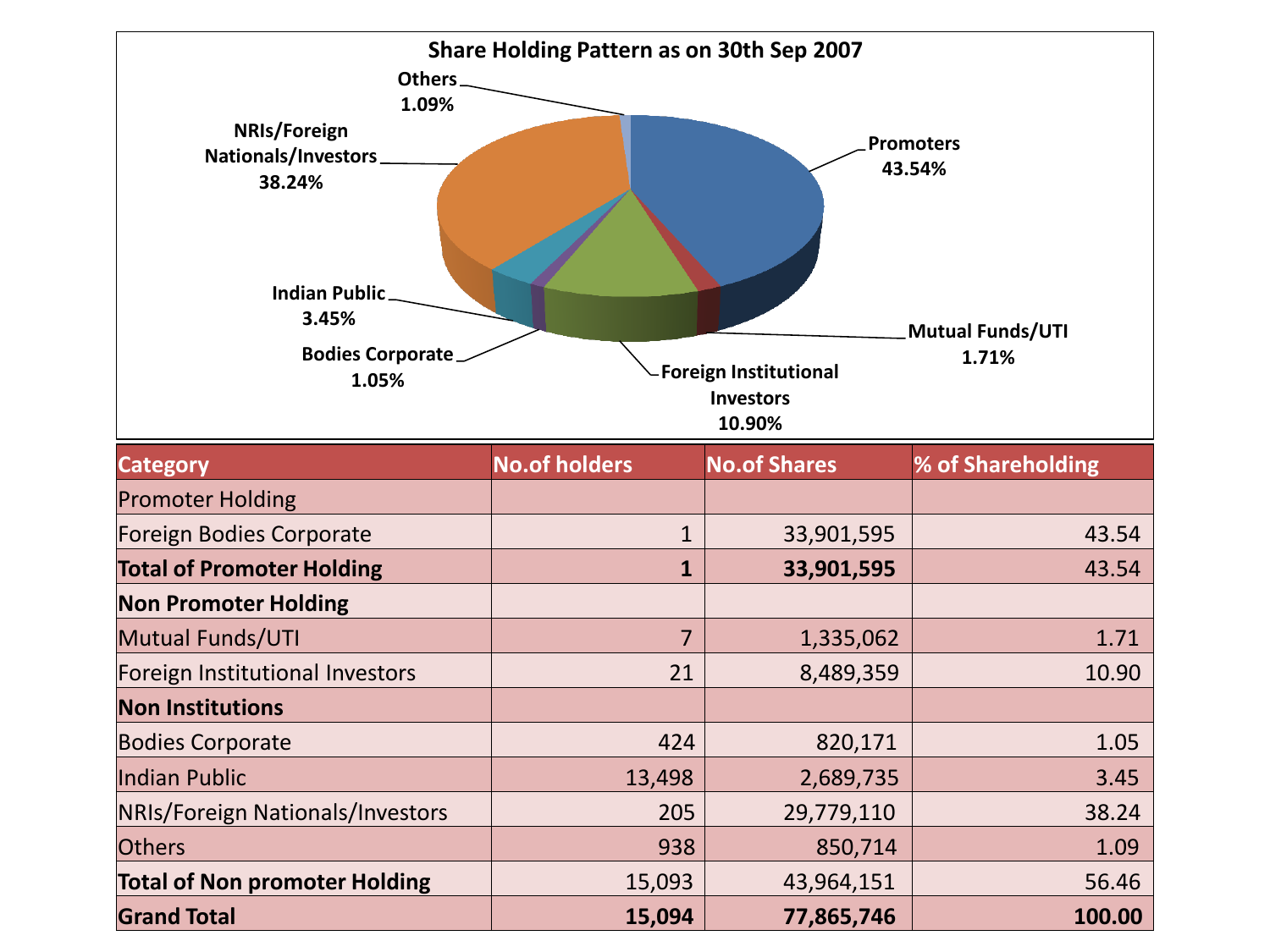## Share Holding Pattern as on 30th Sep 2007

| Category | No.of holders | No.of Shares | % of Shareholding |
| --- | --- | --- | --- |
| Promoter Holding | | | |
| Foreign Bodies Corporate | 1 | 33,901,595 | 43.54 |
| **Total of Promoter Holding** | **1** | **33,901,595** | 43.54 |
| **Non Promoter Holding** | | | |
| Mutual Funds/UTI | 7 | 1,335,062 | 1.71 |
| Foreign Institutional Investors | 21 | 8,489,359 | 10.90 |
| **Non Institutions** | | | |
| Bodies Corporate | 424 | 820,171 | 1.05 |
| Indian Public | 13,498 | 2,689,735 | 3.45 |
| NRIs/Foreign Nationals/Investors | 205 | 29,779,110 | 38.24 |
| Others | 938 | 850,714 | 1.09 |
| **Total of Non promoter Holding** | 15,093 | 43,964,151 | 56.46 |
| **Grand Total** | **15,094** | **77,865,746** | **100.00** |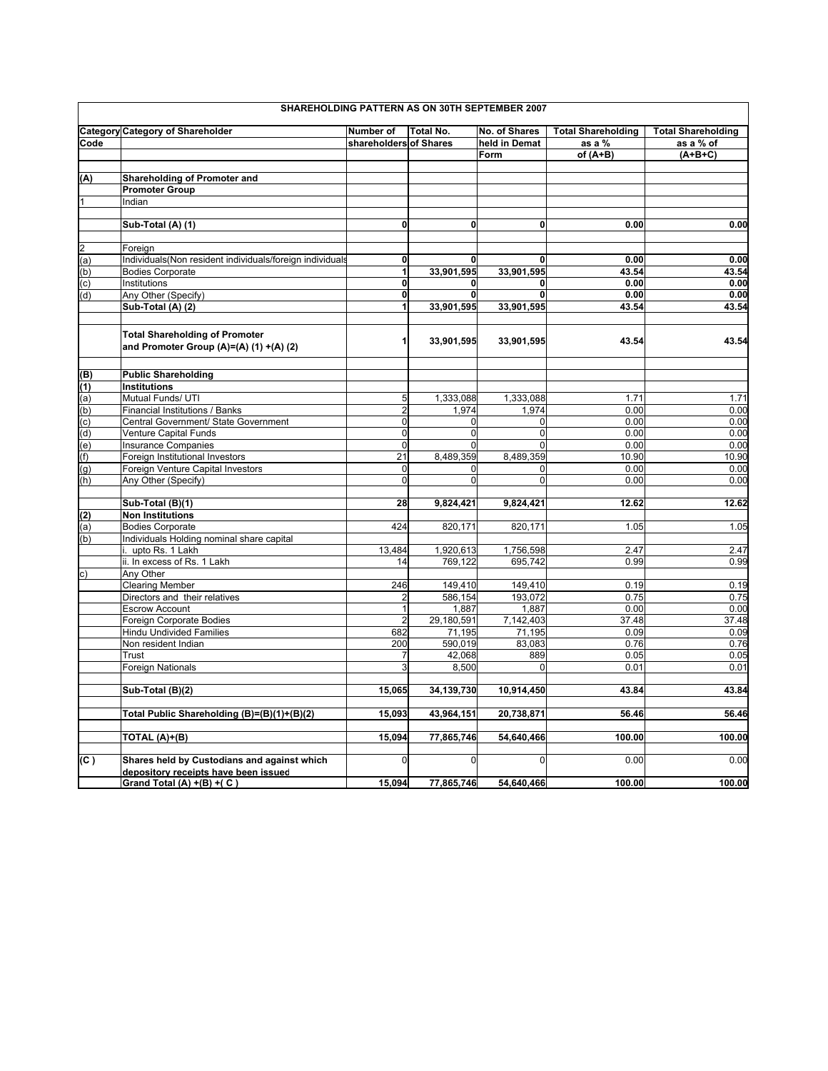## SHAREHOLDING PATTERN AS ON 30TH SEPTEMBER 2007

| Category Code | Category of Shareholder | Number of shareholders | Total No. of Shares | No. of Shares held in Demat Form | Total Shareholding as a % of (A+B) | Total Shareholding as a % of (A+B+C) |
|---|---|---|---|---|---|---|
| **(A)** | **Shareholding of Promoter and Promoter Group** | | | | | |
| 1 | Indian | | | | | |
| | **Sub-Total (A) (1)** | **0** | **0** | **0** | **0.00** | **0.00** |
| 2 | Foreign | | | | | |
| (a) | Individuals(Non resident individuals/foreign individuals | **0** | **0** | **0** | **0.00** | **0.00** |
| (b) | Bodies Corporate | **1** | **33,901,595** | **33,901,595** | **43.54** | **43.54** |
| (c) | Institutions | **0** | **0** | **0** | **0.00** | **0.00** |
| (d) | Any Other (Specify) | **0** | **0** | **0** | **0.00** | **0.00** |
| | **Sub-Total (A) (2)** | **1** | **33,901,595** | **33,901,595** | **43.54** | **43.54** |
| | **Total Shareholding of Promoter and Promoter Group (A)=(A) (1) +(A) (2)** | **1** | **33,901,595** | **33,901,595** | **43.54** | **43.54** |
| **(B)** | **Public Shareholding** | | | | | |
| **(1)** | **Institutions** | | | | | |
| (a) | Mutual Funds/ UTI | 5 | 1,333,088 | 1,333,088 | 1.71 | 1.71 |
| (b) | Financial Institutions / Banks | 2 | 1,974 | 1,974 | 0.00 | 0.00 |
| (c) | Central Government/ State Government | 0 | 0 | 0 | 0.00 | 0.00 |
| (d) | Venture Capital Funds | 0 | 0 | 0 | 0.00 | 0.00 |
| (e) | Insurance Companies | 0 | 0 | 0 | 0.00 | 0.00 |
| (f) | Foreign Institutional Investors | 21 | 8,489,359 | 8,489,359 | 10.90 | 10.90 |
| (g) | Foreign Venture Capital Investors | 0 | 0 | 0 | 0.00 | 0.00 |
| (h) | Any Other (Specify) | 0 | 0 | 0 | 0.00 | 0.00 |
| | **Sub-Total (B)(1)** | **28** | **9,824,421** | **9,824,421** | **12.62** | **12.62** |
| **(2)** | **Non Institutions** | | | | | |
| (a) | Bodies Corporate | 424 | 820,171 | 820,171 | 1.05 | 1.05 |
| (b) | Individuals Holding nominal share capital | | | | | |
| | i. upto Rs. 1 Lakh | 13,484 | 1,920,613 | 1,756,598 | 2.47 | 2.47 |
| | ii. In excess of Rs. 1 Lakh | 14 | 769,122 | 695,742 | 0.99 | 0.99 |
| c) | Any Other | | | | | |
| | Clearing Member | 246 | 149,410 | 149,410 | 0.19 | 0.19 |
| | Directors and their relatives | 2 | 586,154 | 193,072 | 0.75 | 0.75 |
| | Escrow Account | 1 | 1,887 | 1,887 | 0.00 | 0.00 |
| | Foreign Corporate Bodies | 2 | 29,180,591 | 7,142,403 | 37.48 | 37.48 |
| | Hindu Undivided Families | 682 | 71,195 | 71,195 | 0.09 | 0.09 |
| | Non resident Indian | 200 | 590,019 | 83,083 | 0.76 | 0.76 |
| | Trust | 7 | 42,068 | 889 | 0.05 | 0.05 |
| | Foreign Nationals | 3 | 8,500 | 0 | 0.01 | 0.01 |
| | **Sub-Total (B)(2)** | **15,065** | **34,139,730** | **10,914,450** | **43.84** | **43.84** |
| | **Total Public Shareholding (B)=(B)(1)+(B)(2)** | **15,093** | **43,964,151** | **20,738,871** | **56.46** | **56.46** |
| | **TOTAL (A)+(B)** | **15,094** | **77,865,746** | **54,640,466** | **100.00** | **100.00** |
| **(C )** | **Shares held by Custodians and against which depository receipts have been issued** | 0 | 0 | 0 | 0.00 | 0.00 |
| | **Grand Total (A) +(B) +( C )** | **15,094** | **77,865,746** | **54,640,466** | **100.00** | **100.00** |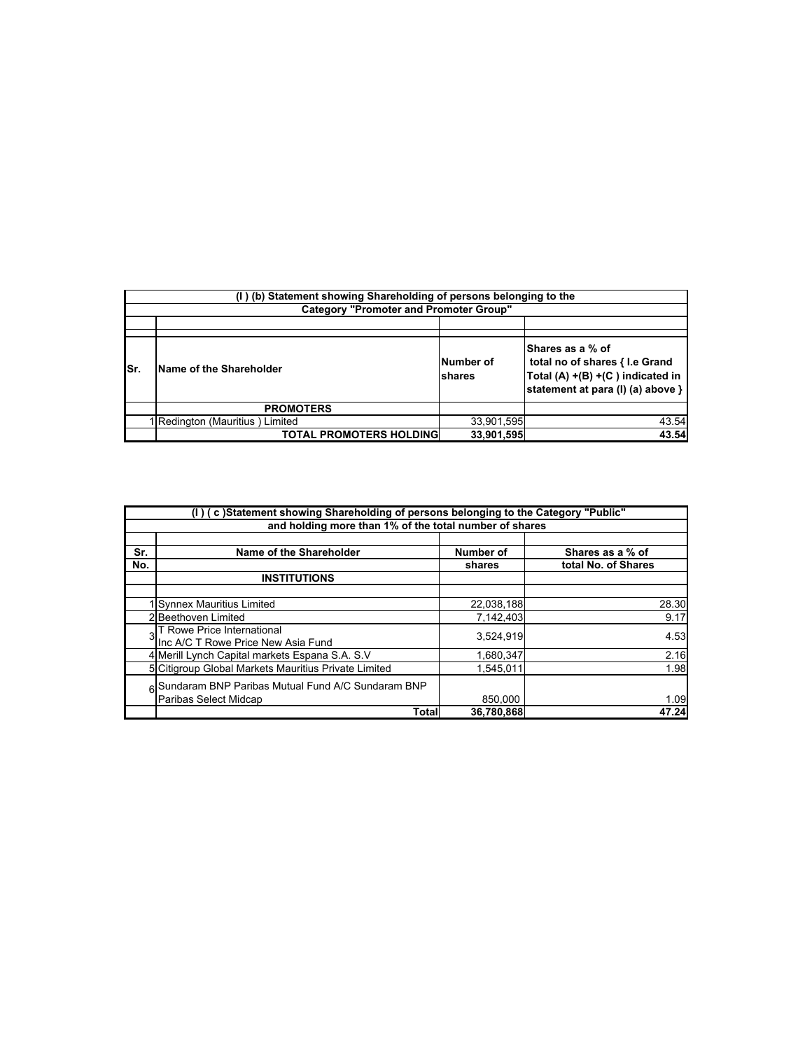**(I ) (b) Statement showing Shareholding of persons belonging to the Category "Promoter and Promoter Group"**

| Sr. | Name of the Shareholder | Number of shares | Shares as a % of total no of shares { I.e Grand Total (A) +(B) +(C ) indicated in statement at para (I) (a) above } |
|---|---|---|---|
| | **PROMOTERS** | | |
| 1 | Redington (Mauritius ) Limited | 33,901,595 | 43.54 |
| | **TOTAL PROMOTERS HOLDING** | **33,901,595** | **43.54** |

**(I ) ( c )Statement showing Shareholding of persons belonging to the Category "Public" and holding more than 1% of the total number of shares**

| Sr. No. | Name of the Shareholder | Number of shares | Shares as a % of total No. of Shares |
|---|---|---|---|
| | **INSTITUTIONS** | | |
| 1 | Synnex Mauritius Limited | 22,038,188 | 28.30 |
| 2 | Beethoven Limited | 7,142,403 | 9.17 |
| 3 | T Rowe Price International Inc A/C T Rowe Price New Asia Fund | 3,524,919 | 4.53 |
| 4 | Merill Lynch Capital markets Espana S.A. S.V | 1,680,347 | 2.16 |
| 5 | Citigroup Global Markets Mauritius Private Limited | 1,545,011 | 1.98 |
| 6 | Sundaram BNP Paribas Mutual Fund A/C Sundaram BNP Paribas Select Midcap | 850,000 | 1.09 |
| | **Total** | **36,780,868** | **47.24** |